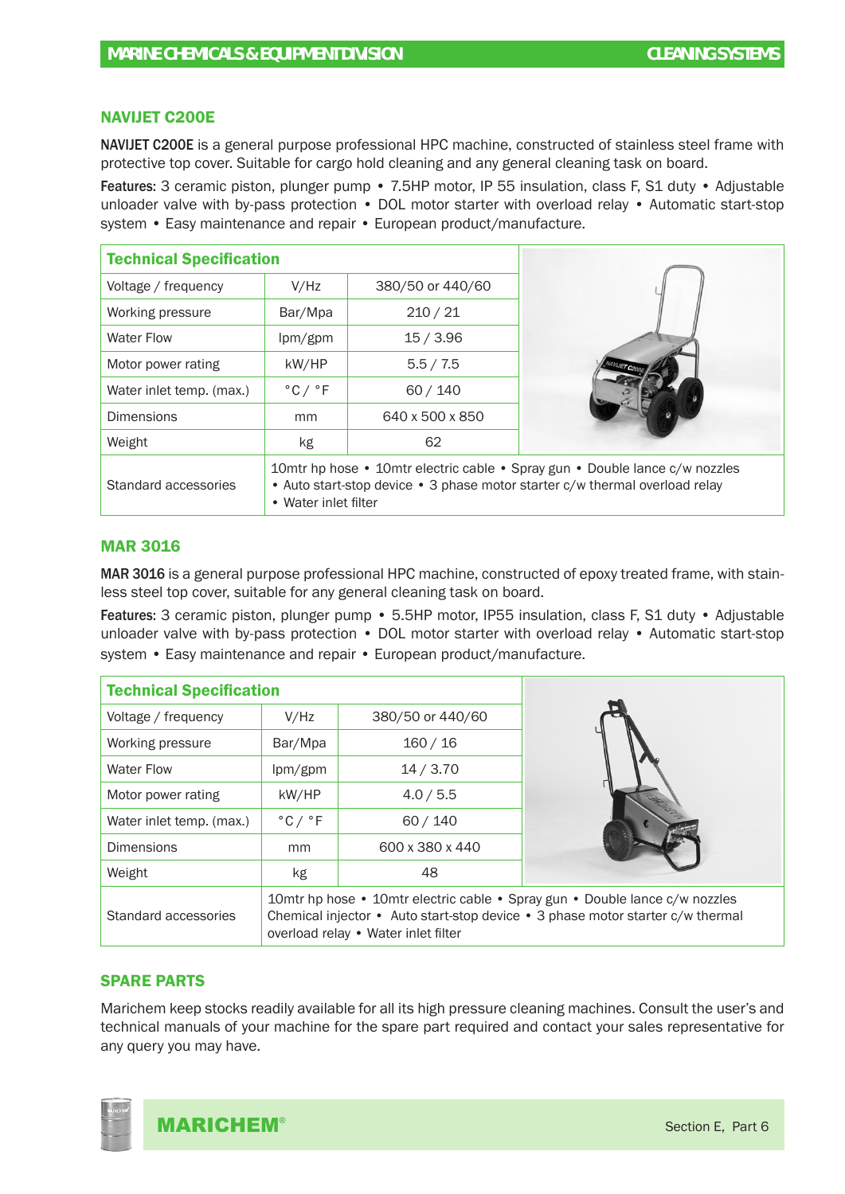## NAVIJET C200E

**NAVIJET C200E** is a general purpose professional HPC machine, constructed of stainless steel frame with protective top cover. Suitable for cargo hold cleaning and any general cleaning task on board.

**Features:** 3 ceramic piston, plunger pump • 7.5HP motor, IP 55 insulation, class F, S1 duty • Adjustable unloader valve with by-pass protection • DOL motor starter with overload relay • Automatic start-stop system • Easy maintenance and repair • European product/manufacture.

| Technical Specification | | |
|---|---|---|
| Voltage / frequency | V/Hz | 380/50 or 440/60 |
| Working pressure | Bar/Mpa | 210 / 21 |
| Water Flow | lpm/gpm | 15 / 3.96 |
| Motor power rating | kW/HP | 5.5 / 7.5 |
| Water inlet temp. (max.) | °C / °F | 60 / 140 |
| Dimensions | mm | 640 x 500 x 850 |
| Weight | kg | 62 |
| Standard accessories | 10mtr hp hose • 10mtr electric cable • Spray gun • Double lance c/w nozzles • Auto start-stop device • 3 phase motor starter c/w thermal overload relay • Water inlet filter | |

## MAR 3016

**MAR 3016** is a general purpose professional HPC machine, constructed of epoxy treated frame, with stainless steel top cover, suitable for any general cleaning task on board.

**Features:** 3 ceramic piston, plunger pump • 5.5HP motor, IP55 insulation, class F, S1 duty • Adjustable unloader valve with by-pass protection • DOL motor starter with overload relay • Automatic start-stop system • Easy maintenance and repair • European product/manufacture.

| Technical Specification | | |
|---|---|---|
| Voltage / frequency | V/Hz | 380/50 or 440/60 |
| Working pressure | Bar/Mpa | 160 / 16 |
| Water Flow | lpm/gpm | 14 / 3.70 |
| Motor power rating | kW/HP | 4.0 / 5.5 |
| Water inlet temp. (max.) | °C / °F | 60 / 140 |
| Dimensions | mm | 600 x 380 x 440 |
| Weight | kg | 48 |
| Standard accessories | 10mtr hp hose • 10mtr electric cable • Spray gun • Double lance c/w nozzles Chemical injector • Auto start-stop device • 3 phase motor starter c/w thermal overload relay • Water inlet filter | |

## SPARE PARTS

Marichem keep stocks readily available for all its high pressure cleaning machines. Consult the user's and technical manuals of your machine for the spare part required and contact your sales representative for any query you may have.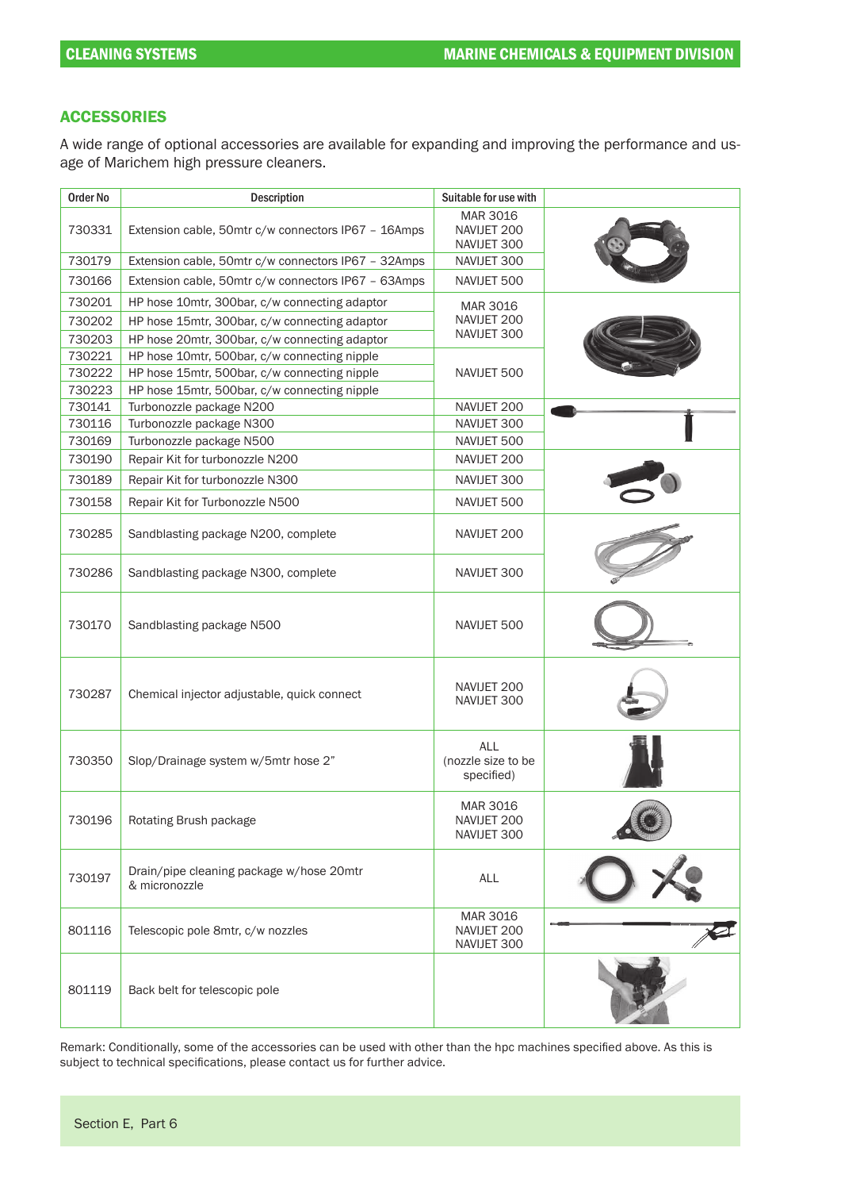## ACCESSORIES

A wide range of optional accessories are available for expanding and improving the performance and usage of Marichem high pressure cleaners.

| Order No | Description | Suitable for use with | |
|---|---|---|---|
| 730331 | Extension cable, 50mtr c/w connectors IP67 – 16Amps | MAR 3016 NAVIJET 200 NAVIJET 300 | |
| 730179 | Extension cable, 50mtr c/w connectors IP67 – 32Amps | NAVIJET 300 | |
| 730166 | Extension cable, 50mtr c/w connectors IP67 – 63Amps | NAVIJET 500 | |
| 730201 | HP hose 10mtr, 300bar, c/w connecting adaptor | MAR 3016 NAVIJET 200 NAVIJET 300 | |
| 730202 | HP hose 15mtr, 300bar, c/w connecting adaptor | | |
| 730203 | HP hose 20mtr, 300bar, c/w connecting adaptor | | |
| 730221 | HP hose 10mtr, 500bar, c/w connecting nipple | NAVIJET 500 | |
| 730222 | HP hose 15mtr, 500bar, c/w connecting nipple | | |
| 730223 | HP hose 15mtr, 500bar, c/w connecting nipple | | |
| 730141 | Turbonozzle package N200 | NAVIJET 200 | |
| 730116 | Turbonozzle package N300 | NAVIJET 300 | |
| 730169 | Turbonozzle package N500 | NAVIJET 500 | |
| 730190 | Repair Kit for turbonozzle N200 | NAVIJET 200 | |
| 730189 | Repair Kit for turbonozzle N300 | NAVIJET 300 | |
| 730158 | Repair Kit for Turbonozzle N500 | NAVIJET 500 | |
| 730285 | Sandblasting package N200, complete | NAVIJET 200 | |
| 730286 | Sandblasting package N300, complete | NAVIJET 300 | |
| 730170 | Sandblasting package N500 | NAVIJET 500 | |
| 730287 | Chemical injector adjustable, quick connect | NAVIJET 200 NAVIJET 300 | |
| 730350 | Slop/Drainage system w/5mtr hose 2" | ALL (nozzle size to be specified) | |
| 730196 | Rotating Brush package | MAR 3016 NAVIJET 200 NAVIJET 300 | |
| 730197 | Drain/pipe cleaning package w/hose 20mtr & micronozzle | ALL | |
| 801116 | Telescopic pole 8mtr, c/w nozzles | MAR 3016 NAVIJET 200 NAVIJET 300 | |
| 801119 | Back belt for telescopic pole | | |

Remark: Conditionally, some of the accessories can be used with other than the hpc machines specified above. As this is subject to technical specifications, please contact us for further advice.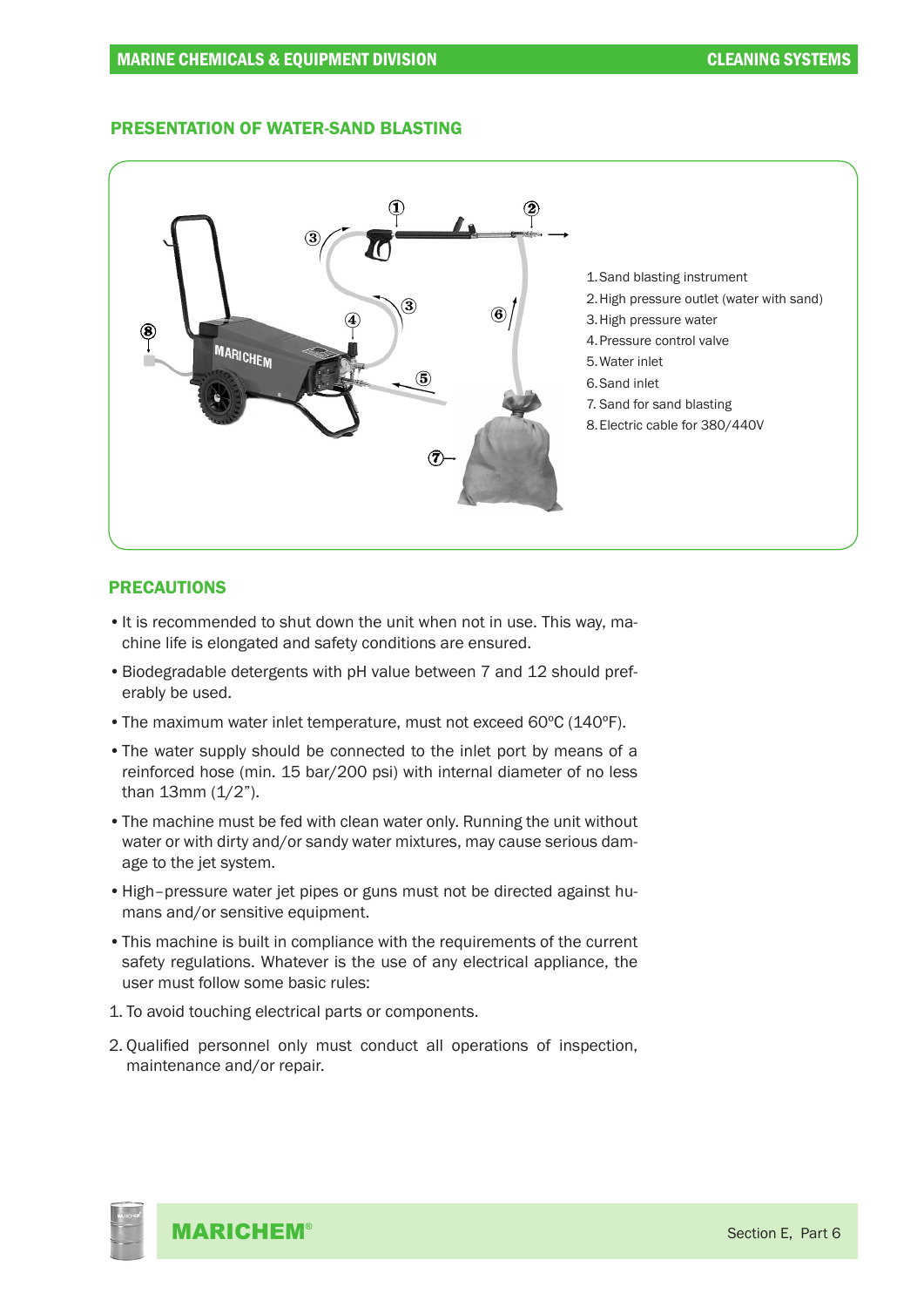## PRESENTATION OF WATER-SAND BLASTING

1. Sand blasting instrument
2. High pressure outlet (water with sand)
3. High pressure water
4. Pressure control valve
5. Water inlet
6. Sand inlet
7. Sand for sand blasting
8. Electric cable for 380/440V

## PRECAUTIONS

- It is recommended to shut down the unit when not in use. This way, machine life is elongated and safety conditions are ensured.
- Biodegradable detergents with pH value between 7 and 12 should preferably be used.
- The maximum water inlet temperature, must not exceed 60ºC (140ºF).
- The water supply should be connected to the inlet port by means of a reinforced hose (min. 15 bar/200 psi) with internal diameter of no less than 13mm (1/2").
- The machine must be fed with clean water only. Running the unit without water or with dirty and/or sandy water mixtures, may cause serious damage to the jet system.
- High–pressure water jet pipes or guns must not be directed against humans and/or sensitive equipment.
- This machine is built in compliance with the requirements of the current safety regulations. Whatever is the use of any electrical appliance, the user must follow some basic rules:

1. To avoid touching electrical parts or components.
2. Qualified personnel only must conduct all operations of inspection, maintenance and/or repair.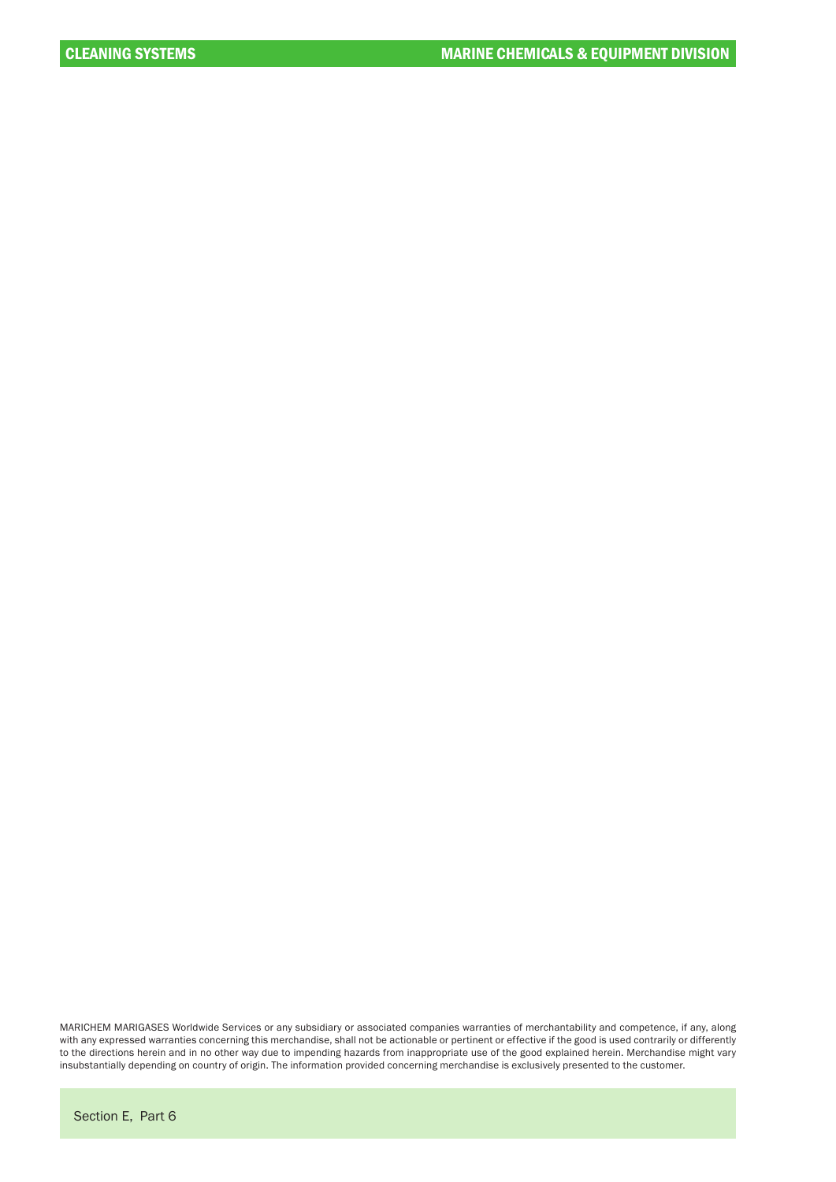MARICHEM MARIGASES Worldwide Services or any subsidiary or associated companies warranties of merchantability and competence, if any, along with any expressed warranties concerning this merchandise, shall not be actionable or pertinent or effective if the good is used contrarily or differently to the directions herein and in no other way due to impending hazards from inappropriate use of the good explained herein. Merchandise might vary insubstantially depending on country of origin. The information provided concerning merchandise is exclusively presented to the customer.